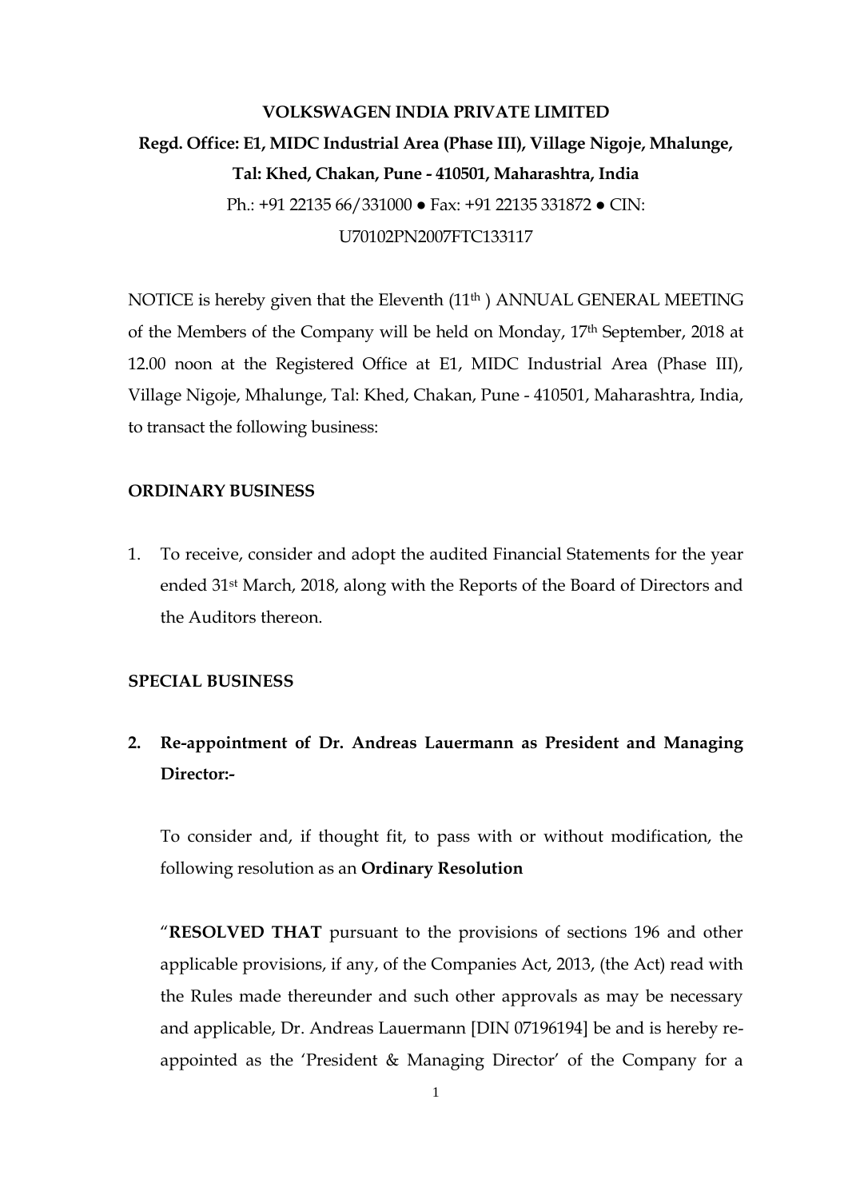**VOLKSWAGEN INDIA PRIVATE LIMITED**

**Regd. Office: E1, MIDC Industrial Area (Phase III), Village Nigoje, Mhalunge, Tal: Khed, Chakan, Pune - 410501, Maharashtra, India**

Ph.: +91 22135 66/331000 ● Fax: +91 22135 331872 ● CIN: U70102PN2007FTC133117

NOTICE is hereby given that the Eleventh (11th ) ANNUAL GENERAL MEETING of the Members of the Company will be held on Monday, 17th September, 2018 at 12.00 noon at the Registered Office at E1, MIDC Industrial Area (Phase III), Village Nigoje, Mhalunge, Tal: Khed, Chakan, Pune - 410501, Maharashtra, India, to transact the following business:

**ORDINARY BUSINESS**

1. To receive, consider and adopt the audited Financial Statements for the year ended 31st March, 2018, along with the Reports of the Board of Directors and the Auditors thereon.

**SPECIAL BUSINESS**

2. **Re-appointment of Dr. Andreas Lauermann as President and Managing Director:-**

   To consider and, if thought fit, to pass with or without modification, the following resolution as an **Ordinary Resolution**

   "**RESOLVED THAT** pursuant to the provisions of sections 196 and other applicable provisions, if any, of the Companies Act, 2013, (the Act) read with the Rules made thereunder and such other approvals as may be necessary and applicable, Dr. Andreas Lauermann [DIN 07196194] be and is hereby re-appointed as the 'President & Managing Director' of the Company for a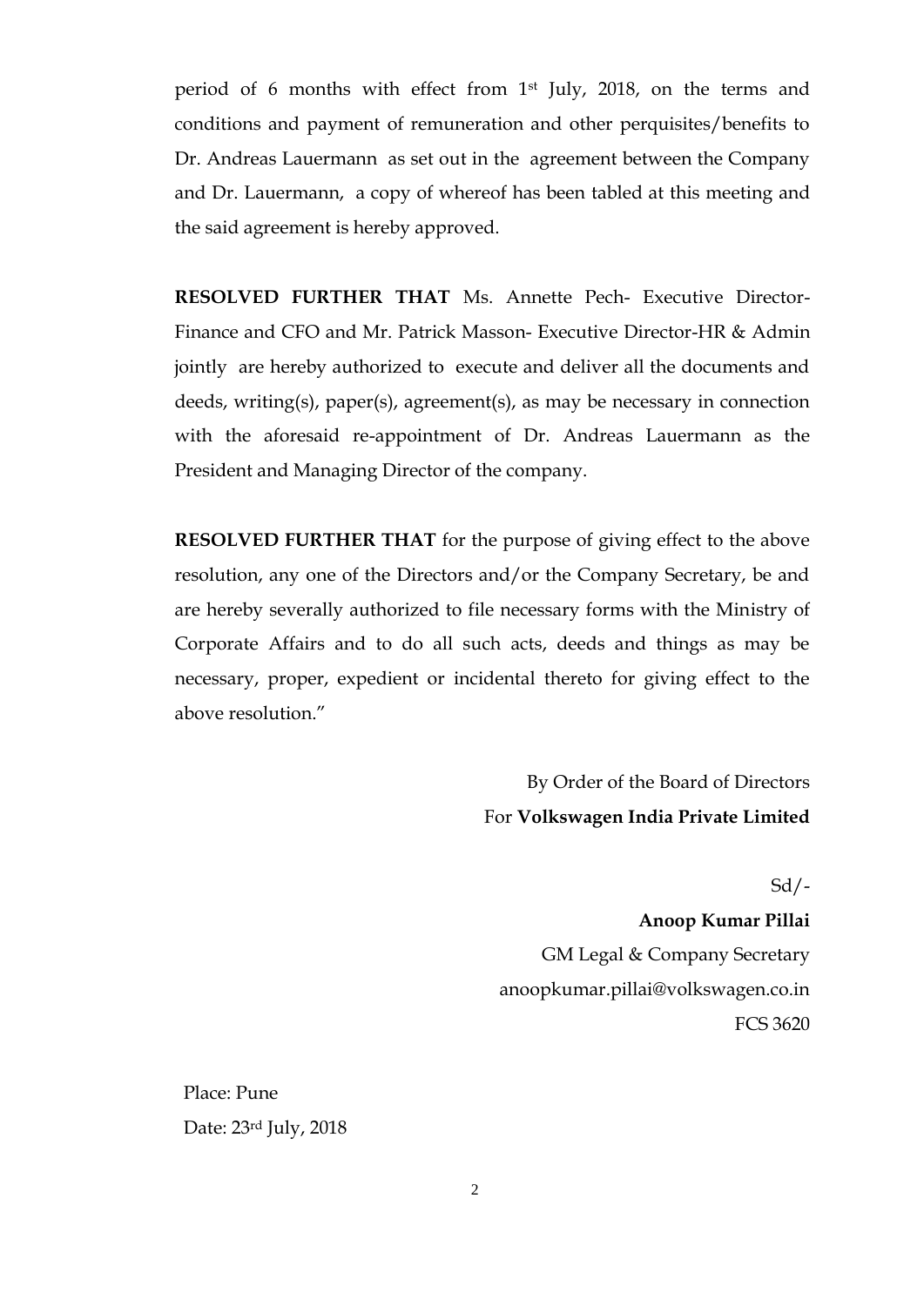period of 6 months with effect from 1st July, 2018, on the terms and conditions and payment of remuneration and other perquisites/benefits to Dr. Andreas Lauermann as set out in the agreement between the Company and Dr. Lauermann, a copy of whereof has been tabled at this meeting and the said agreement is hereby approved.

**RESOLVED FURTHER THAT** Ms. Annette Pech- Executive Director-Finance and CFO and Mr. Patrick Masson- Executive Director-HR & Admin jointly are hereby authorized to execute and deliver all the documents and deeds, writing(s), paper(s), agreement(s), as may be necessary in connection with the aforesaid re-appointment of Dr. Andreas Lauermann as the President and Managing Director of the company.

**RESOLVED FURTHER THAT** for the purpose of giving effect to the above resolution, any one of the Directors and/or the Company Secretary, be and are hereby severally authorized to file necessary forms with the Ministry of Corporate Affairs and to do all such acts, deeds and things as may be necessary, proper, expedient or incidental thereto for giving effect to the above resolution."

By Order of the Board of Directors
For **Volkswagen India Private Limited**

Sd/-

**Anoop Kumar Pillai**
GM Legal & Company Secretary
anoopkumar.pillai@volkswagen.co.in
FCS 3620

Place: Pune
Date: 23rd July, 2018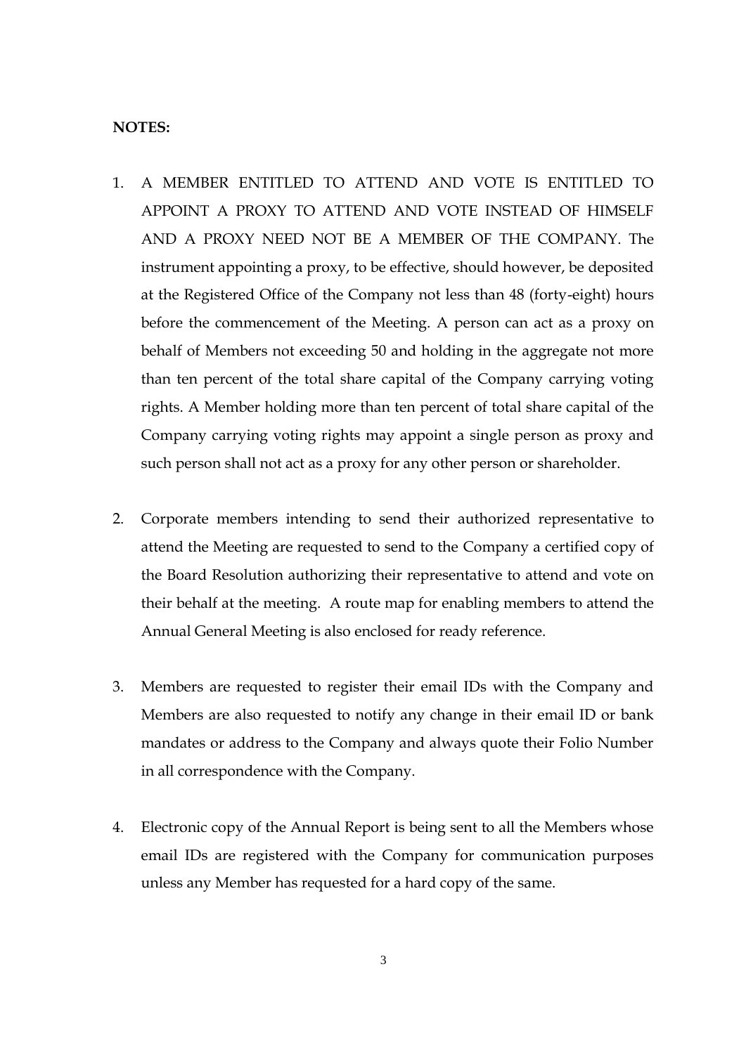**NOTES:**

1. A MEMBER ENTITLED TO ATTEND AND VOTE IS ENTITLED TO APPOINT A PROXY TO ATTEND AND VOTE INSTEAD OF HIMSELF AND A PROXY NEED NOT BE A MEMBER OF THE COMPANY. The instrument appointing a proxy, to be effective, should however, be deposited at the Registered Office of the Company not less than 48 (forty-eight) hours before the commencement of the Meeting. A person can act as a proxy on behalf of Members not exceeding 50 and holding in the aggregate not more than ten percent of the total share capital of the Company carrying voting rights. A Member holding more than ten percent of total share capital of the Company carrying voting rights may appoint a single person as proxy and such person shall not act as a proxy for any other person or shareholder.

2. Corporate members intending to send their authorized representative to attend the Meeting are requested to send to the Company a certified copy of the Board Resolution authorizing their representative to attend and vote on their behalf at the meeting. A route map for enabling members to attend the Annual General Meeting is also enclosed for ready reference.

3. Members are requested to register their email IDs with the Company and Members are also requested to notify any change in their email ID or bank mandates or address to the Company and always quote their Folio Number in all correspondence with the Company.

4. Electronic copy of the Annual Report is being sent to all the Members whose email IDs are registered with the Company for communication purposes unless any Member has requested for a hard copy of the same.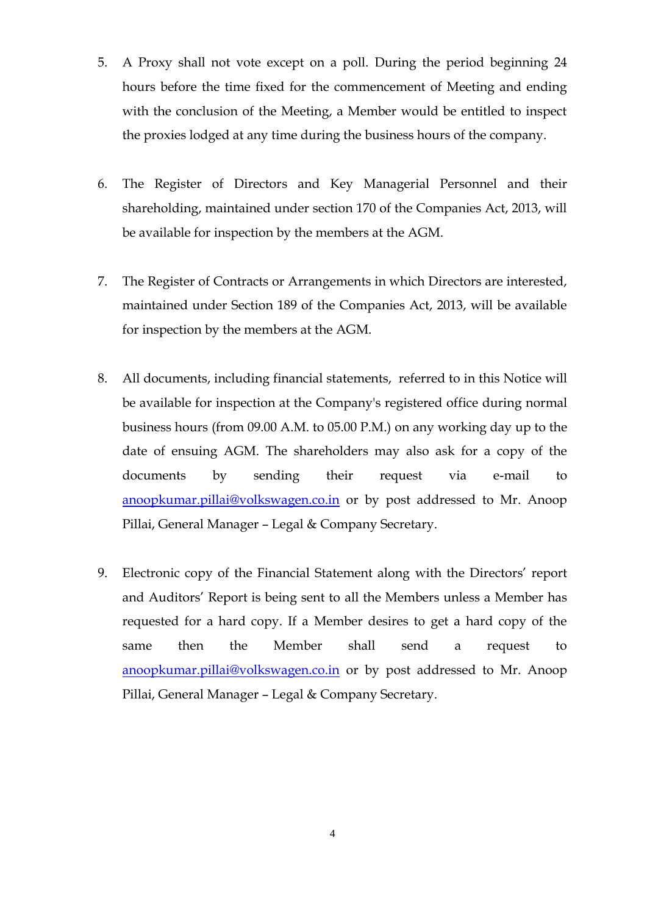5. A Proxy shall not vote except on a poll. During the period beginning 24 hours before the time fixed for the commencement of Meeting and ending with the conclusion of the Meeting, a Member would be entitled to inspect the proxies lodged at any time during the business hours of the company.

6. The Register of Directors and Key Managerial Personnel and their shareholding, maintained under section 170 of the Companies Act, 2013, will be available for inspection by the members at the AGM.

7. The Register of Contracts or Arrangements in which Directors are interested, maintained under Section 189 of the Companies Act, 2013, will be available for inspection by the members at the AGM.

8. All documents, including financial statements, referred to in this Notice will be available for inspection at the Company's registered office during normal business hours (from 09.00 A.M. to 05.00 P.M.) on any working day up to the date of ensuing AGM. The shareholders may also ask for a copy of the documents by sending their request via e-mail to anoopkumar.pillai@volkswagen.co.in or by post addressed to Mr. Anoop Pillai, General Manager – Legal & Company Secretary.

9. Electronic copy of the Financial Statement along with the Directors' report and Auditors' Report is being sent to all the Members unless a Member has requested for a hard copy. If a Member desires to get a hard copy of the same then the Member shall send a request to anoopkumar.pillai@volkswagen.co.in or by post addressed to Mr. Anoop Pillai, General Manager – Legal & Company Secretary.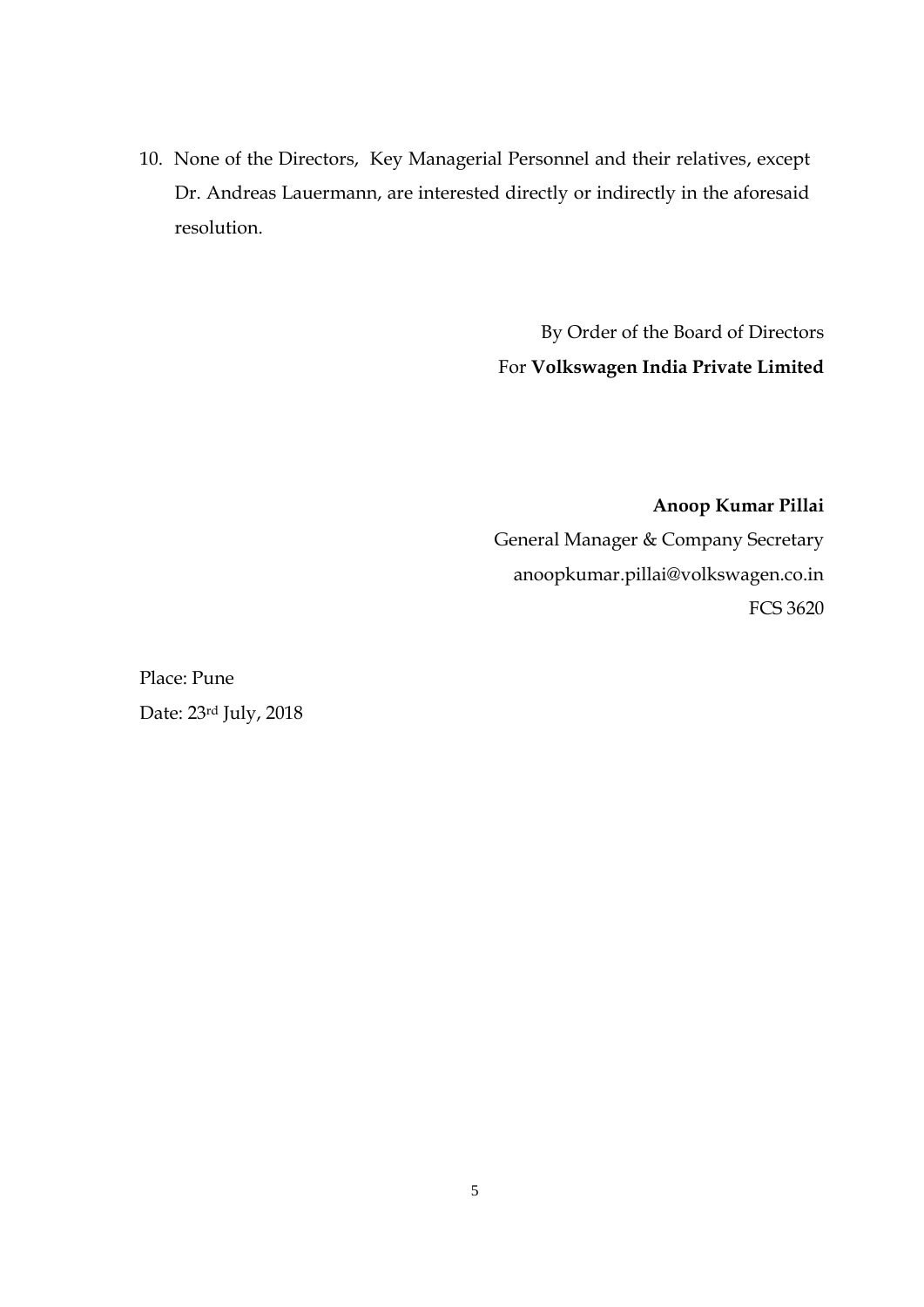10. None of the Directors, Key Managerial Personnel and their relatives, except Dr. Andreas Lauermann, are interested directly or indirectly in the aforesaid resolution.

By Order of the Board of Directors
For **Volkswagen India Private Limited**

**Anoop Kumar Pillai**
General Manager & Company Secretary
anoopkumar.pillai@volkswagen.co.in
FCS 3620

Place: Pune
Date: 23rd July, 2018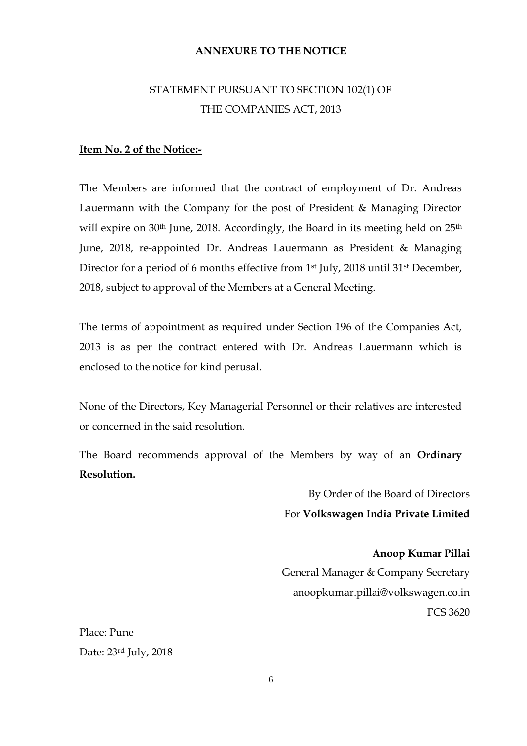**ANNEXURE TO THE NOTICE**

STATEMENT PURSUANT TO SECTION 102(1) OF
THE COMPANIES ACT, 2013

**Item No. 2 of the Notice:-**

The Members are informed that the contract of employment of Dr. Andreas Lauermann with the Company for the post of President & Managing Director will expire on 30th June, 2018. Accordingly, the Board in its meeting held on 25th June, 2018, re-appointed Dr. Andreas Lauermann as President & Managing Director for a period of 6 months effective from 1st July, 2018 until 31st December, 2018, subject to approval of the Members at a General Meeting.

The terms of appointment as required under Section 196 of the Companies Act, 2013 is as per the contract entered with Dr. Andreas Lauermann which is enclosed to the notice for kind perusal.

None of the Directors, Key Managerial Personnel or their relatives are interested or concerned in the said resolution.

The Board recommends approval of the Members by way of an **Ordinary Resolution.**

By Order of the Board of Directors
For **Volkswagen India Private Limited**

**Anoop Kumar Pillai**
General Manager & Company Secretary
anoopkumar.pillai@volkswagen.co.in
FCS 3620

Place: Pune
Date: 23rd July, 2018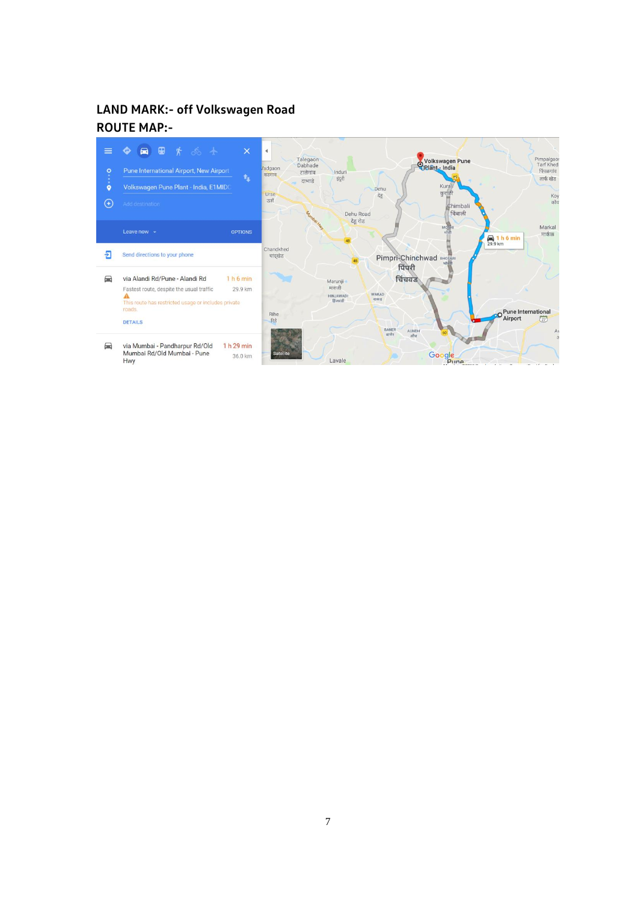**LAND MARK:- off Volkswagen Road**

**ROUTE MAP:-**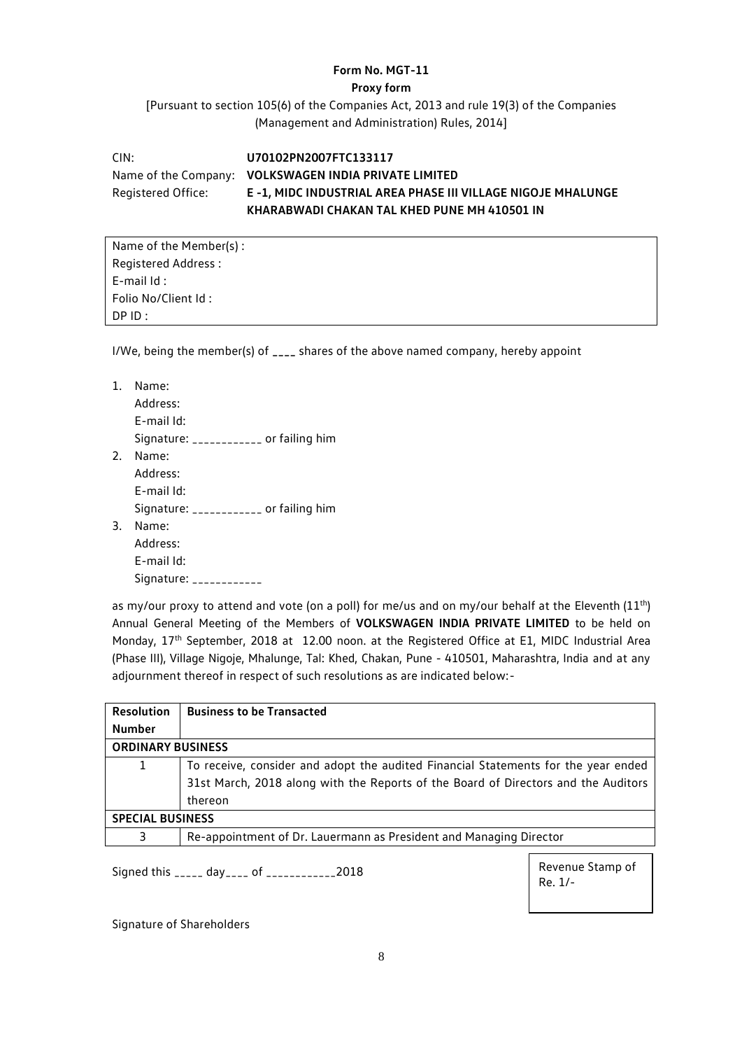**Form No. MGT-11**

**Proxy form**

[Pursuant to section 105(6) of the Companies Act, 2013 and rule 19(3) of the Companies (Management and Administration) Rules, 2014]

CIN: **U70102PN2007FTC133117**

Name of the Company: **VOLKSWAGEN INDIA PRIVATE LIMITED**

Registered Office: **E -1, MIDC INDUSTRIAL AREA PHASE III VILLAGE NIGOJE MHALUNGE KHARABWADI CHAKAN TAL KHED PUNE MH 410501 IN**

Name of the Member(s) :
Registered Address :
E-mail Id :
Folio No/Client Id :
DP ID :

I/We, being the member(s) of ____ shares of the above named company, hereby appoint

1. Name:
   Address:
   E-mail Id:
   Signature: ____________ or failing him
2. Name:
   Address:
   E-mail Id:
   Signature: ____________ or failing him
3. Name:
   Address:
   E-mail Id:
   Signature: ____________

as my/our proxy to attend and vote (on a poll) for me/us and on my/our behalf at the Eleventh (11th) Annual General Meeting of the Members of **VOLKSWAGEN INDIA PRIVATE LIMITED** to be held on Monday, 17th September, 2018 at 12.00 noon. at the Registered Office at E1, MIDC Industrial Area (Phase III), Village Nigoje, Mhalunge, Tal: Khed, Chakan, Pune - 410501, Maharashtra, India and at any adjournment thereof in respect of such resolutions as are indicated below:-

| Resolution Number | Business to be Transacted |
|---|---|
| **ORDINARY BUSINESS** | |
| 1 | To receive, consider and adopt the audited Financial Statements for the year ended 31st March, 2018 along with the Reports of the Board of Directors and the Auditors thereon |
| **SPECIAL BUSINESS** | |
| 3 | Re-appointment of Dr. Lauermann as President and Managing Director |

Signed this _____ day____ of ____________2018

Revenue Stamp of Re. 1/-

Signature of Shareholders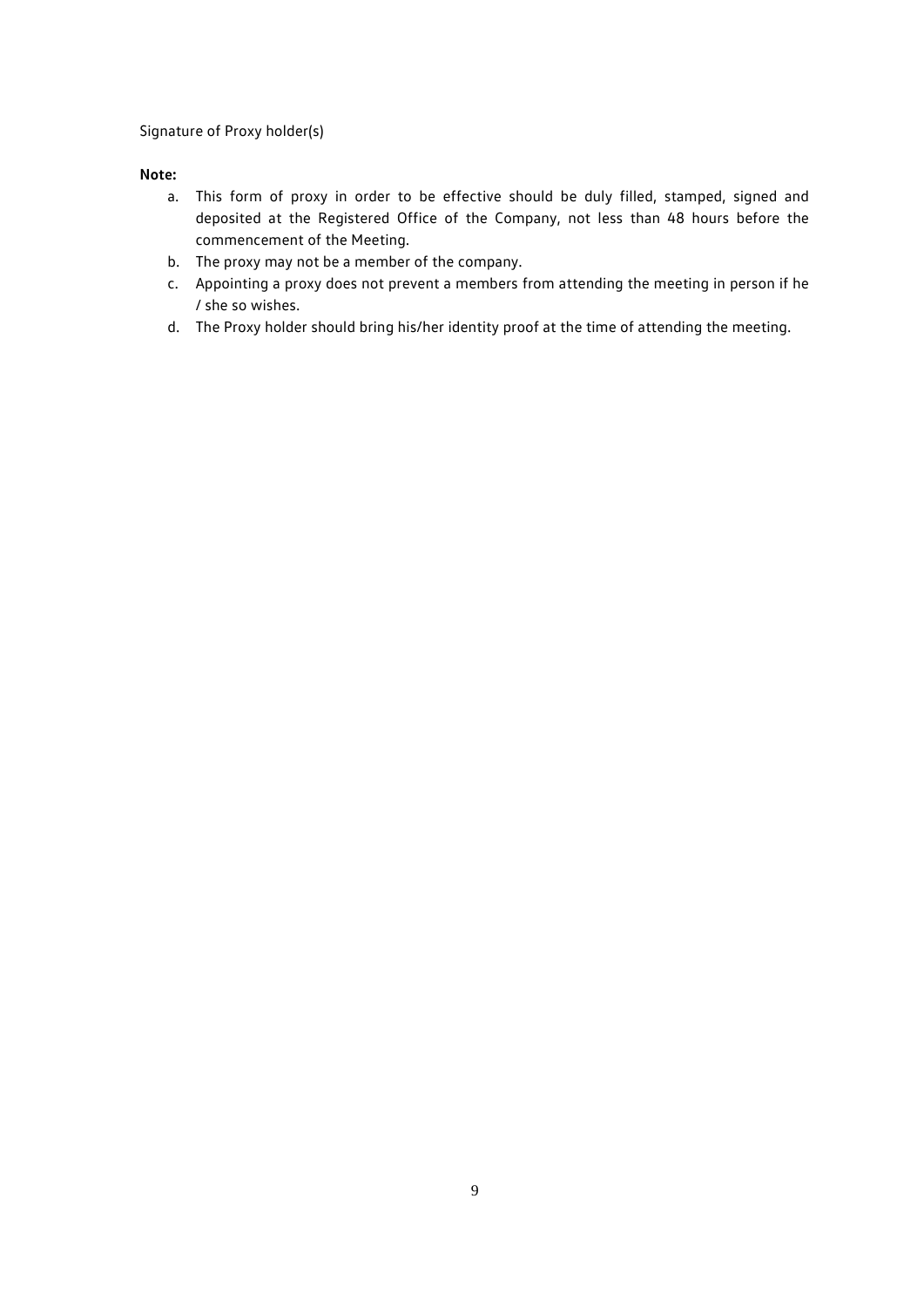Signature of Proxy holder(s)

**Note:**

a. This form of proxy in order to be effective should be duly filled, stamped, signed and deposited at the Registered Office of the Company, not less than 48 hours before the commencement of the Meeting.
b. The proxy may not be a member of the company.
c. Appointing a proxy does not prevent a members from attending the meeting in person if he / she so wishes.
d. The Proxy holder should bring his/her identity proof at the time of attending the meeting.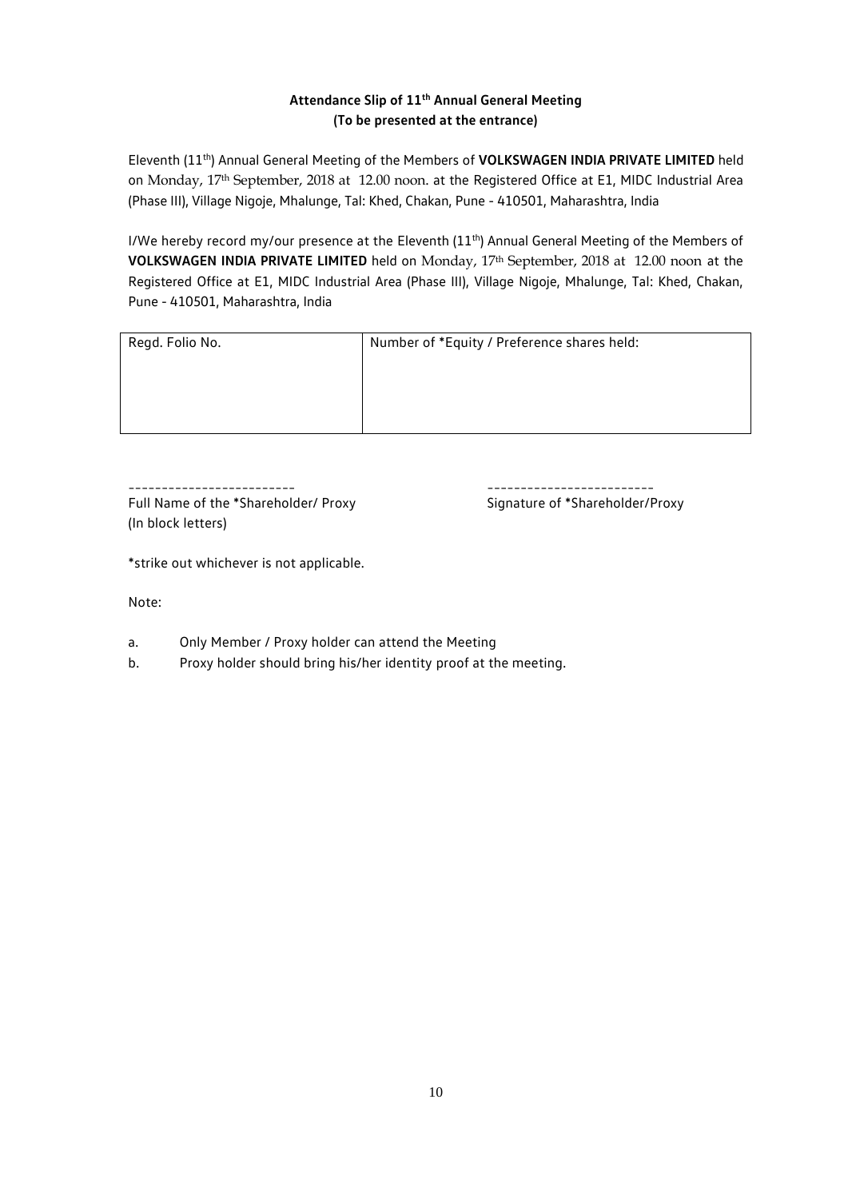**Attendance Slip of 11th Annual General Meeting**
**(To be presented at the entrance)**

Eleventh (11th) Annual General Meeting of the Members of **VOLKSWAGEN INDIA PRIVATE LIMITED** held on Monday, 17th September, 2018 at 12.00 noon. at the Registered Office at E1, MIDC Industrial Area (Phase III), Village Nigoje, Mhalunge, Tal: Khed, Chakan, Pune - 410501, Maharashtra, India

I/We hereby record my/our presence at the Eleventh (11th) Annual General Meeting of the Members of **VOLKSWAGEN INDIA PRIVATE LIMITED** held on Monday, 17th September, 2018 at 12.00 noon at the Registered Office at E1, MIDC Industrial Area (Phase III), Village Nigoje, Mhalunge, Tal: Khed, Chakan, Pune - 410501, Maharashtra, India

| Regd. Folio No. | Number of *Equity / Preference shares held: |
|---|---|
| | |

-------------------------
Full Name of the *Shareholder/ Proxy
(In block letters)

-------------------------
Signature of *Shareholder/Proxy

*strike out whichever is not applicable.

Note:

a. Only Member / Proxy holder can attend the Meeting

b. Proxy holder should bring his/her identity proof at the meeting.